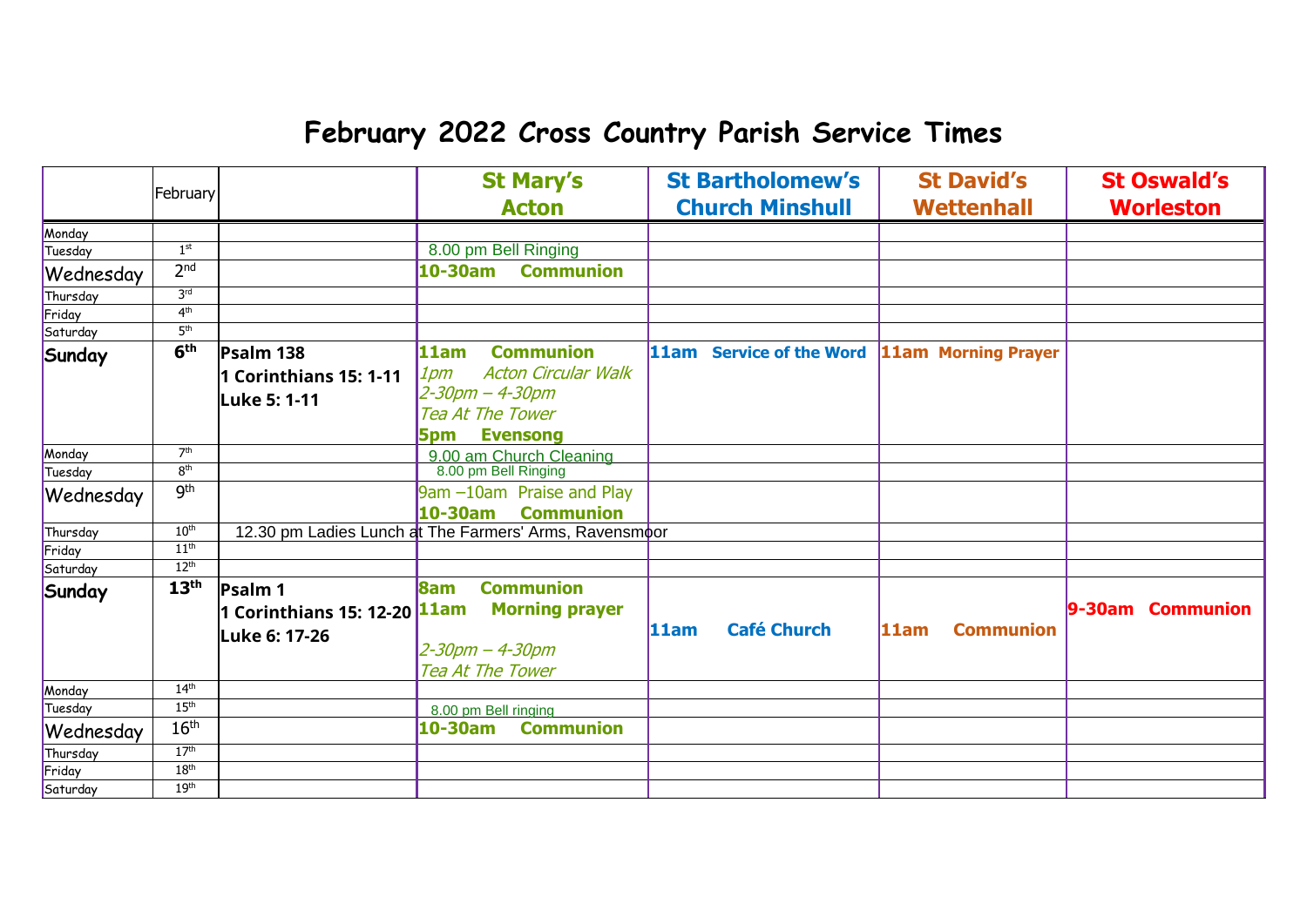# February 2022 Cross Country Parish Service Times

| | February | | St Mary's Acton | St Bartholomew's Church Minshull | St David's Wettenhall | St Oswald's Worleston |
|---|---|---|---|---|---|---|
| Monday | | | | | | |
| Tuesday | 1st | | 8.00 pm Bell Ringing | | | |
| Wednesday | 2nd | | **10-30am Communion** | | | |
| Thursday | 3rd | | | | | |
| Friday | 4th | | | | | |
| Saturday | 5th | | | | | |
| **Sunday** | **6th** | **Psalm 138**<br>**1 Corinthians 15: 1-11**<br>**Luke 5: 1-11** | **11am Communion**<br>*1pm Acton Circular Walk*<br>*2-30pm – 4-30pm*<br>*Tea At The Tower*<br>**5pm Evensong** | **11am Service of the Word** | **11am Morning Prayer** | |
| Monday | 7th | | 9.00 am Church Cleaning | | | |
| Tuesday | 8th | | 8.00 pm Bell Ringing | | | |
| Wednesday | 9th | | 9am –10am Praise and Play<br>**10-30am Communion** | | | |
| Thursday | 10th | 12.30 pm Ladies Lunch at The Farmers' Arms, Ravensmoor | | | | |
| Friday | 11th | | | | | |
| Saturday | 12th | | | | | |
| **Sunday** | **13th** | **Psalm 1**<br>**1 Corinthians 15: 12-20**<br>**Luke 6: 17-26** | **8am Communion**<br>**11am Morning prayer**<br>*2-30pm – 4-30pm*<br>*Tea At The Tower* | **11am Café Church** | **11am Communion** | **9-30am Communion** |
| Monday | 14th | | | | | |
| Tuesday | 15th | | 8.00 pm Bell ringing | | | |
| Wednesday | 16th | | **10-30am Communion** | | | |
| Thursday | 17th | | | | | |
| Friday | 18th | | | | | |
| Saturday | 19th | | | | | |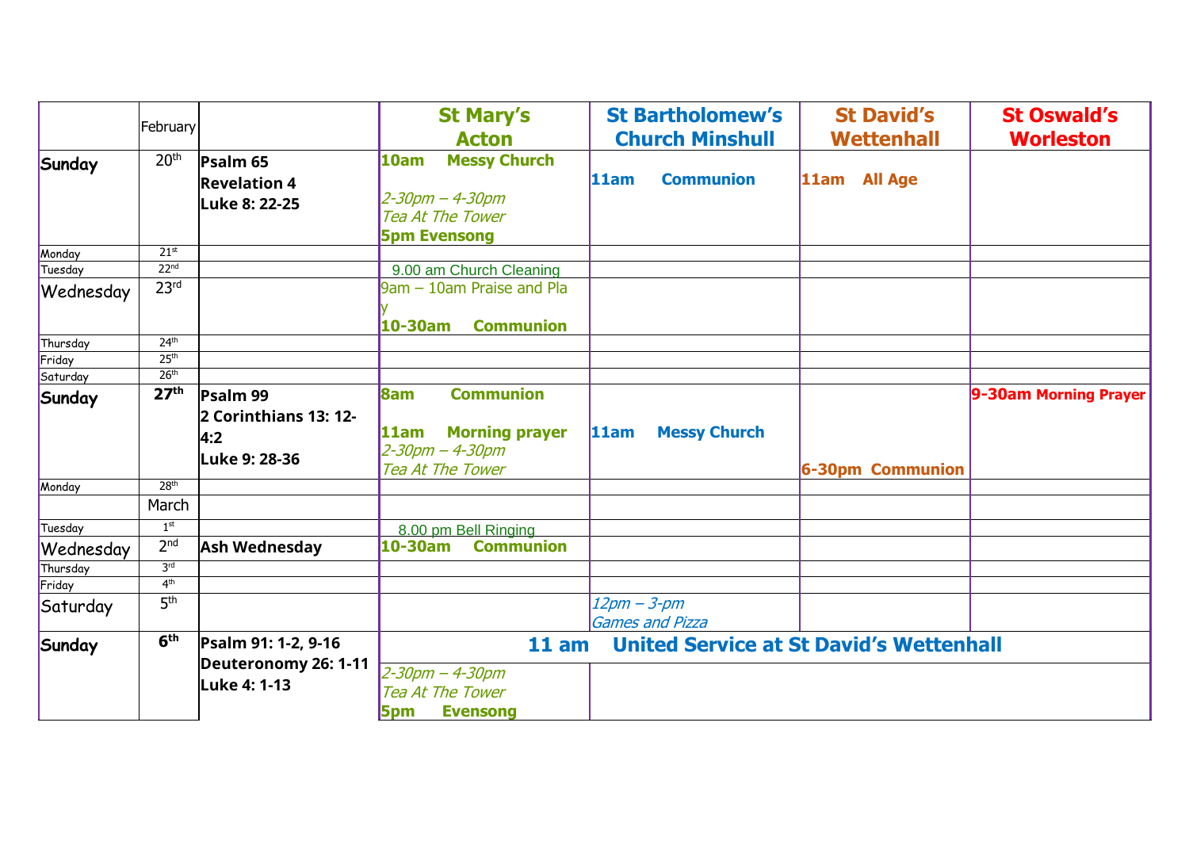| | February | | St Mary's Acton | St Bartholomew's Church Minshull | St David's Wettenhall | St Oswald's Worleston |
|---|---|---|---|---|---|---|
| **Sunday** | 20th | **Psalm 65**<br>**Revelation 4**<br>**Luke 8: 22-25** | **10am Messy Church**<br><br>*2-30pm – 4-30pm*<br>*Tea At The Tower*<br>**5pm Evensong** | **11am Communion** | **11am All Age** | |
| Monday | 21st | | | | | |
| Tuesday | 22nd | | 9.00 am Church Cleaning | | | |
| Wednesday | 23rd | | 9am – 10am Praise and Play<br>**10-30am Communion** | | | |
| Thursday | 24th | | | | | |
| Friday | 25th | | | | | |
| Saturday | 26th | | | | | |
| **Sunday** | **27th** | **Psalm 99**<br>**2 Corinthians 13: 12-4:2**<br>**Luke 9: 28-36** | **8am Communion**<br><br>**11am Morning prayer**<br>*2-30pm – 4-30pm*<br>*Tea At The Tower* | **11am Messy Church** | **6-30pm Communion** | **9-30am Morning Prayer** |
| Monday | 28th | | | | | |
| | March | | | | | |
| Tuesday | 1st | | 8.00 pm Bell Ringing | | | |
| Wednesday | 2nd | **Ash Wednesday** | **10-30am Communion** | | | |
| Thursday | 3rd | | | | | |
| Friday | 4th | | | | | |
| Saturday | 5th | | | *12pm – 3-pm*<br>*Games and Pizza* | | |
| **Sunday** | **6th** | **Psalm 91: 1-2, 9-16**<br>**Deuteronomy 26: 1-11**<br>**Luke 4: 1-13** | **11 am United Service at St David's Wettenhall** | | | |
| | | | *2-30pm – 4-30pm*<br>*Tea At The Tower*<br>**5pm Evensong** | | | |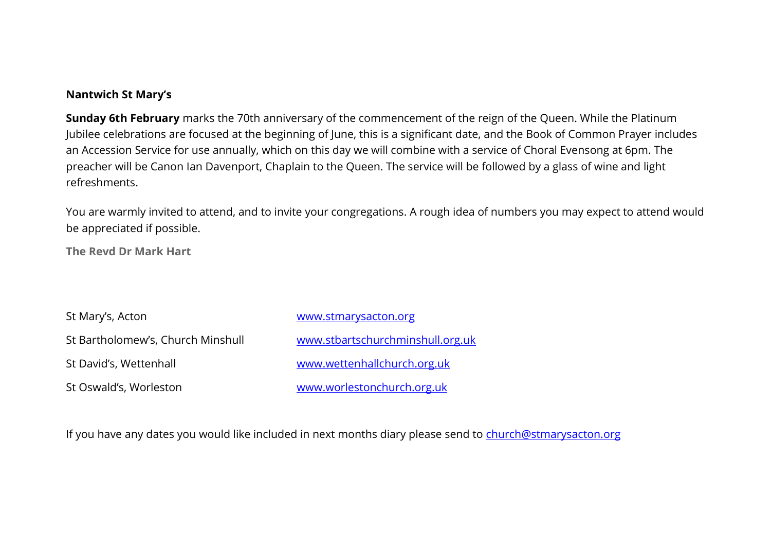**Nantwich St Mary's**

**Sunday 6th February** marks the 70th anniversary of the commencement of the reign of the Queen. While the Platinum Jubilee celebrations are focused at the beginning of June, this is a significant date, and the Book of Common Prayer includes an Accession Service for use annually, which on this day we will combine with a service of Choral Evensong at 6pm. The preacher will be Canon Ian Davenport, Chaplain to the Queen. The service will be followed by a glass of wine and light refreshments.

You are warmly invited to attend, and to invite your congregations. A rough idea of numbers you may expect to attend would be appreciated if possible.

**The Revd Dr Mark Hart**

| | |
|---|---|
| St Mary's, Acton | www.stmarysacton.org |
| St Bartholomew's, Church Minshull | www.stbartschurchminshull.org.uk |
| St David's, Wettenhall | www.wettenhallchurch.org.uk |
| St Oswald's, Worleston | www.worlestonchurch.org.uk |

If you have any dates you would like included in next months diary please send to church@stmarysacton.org